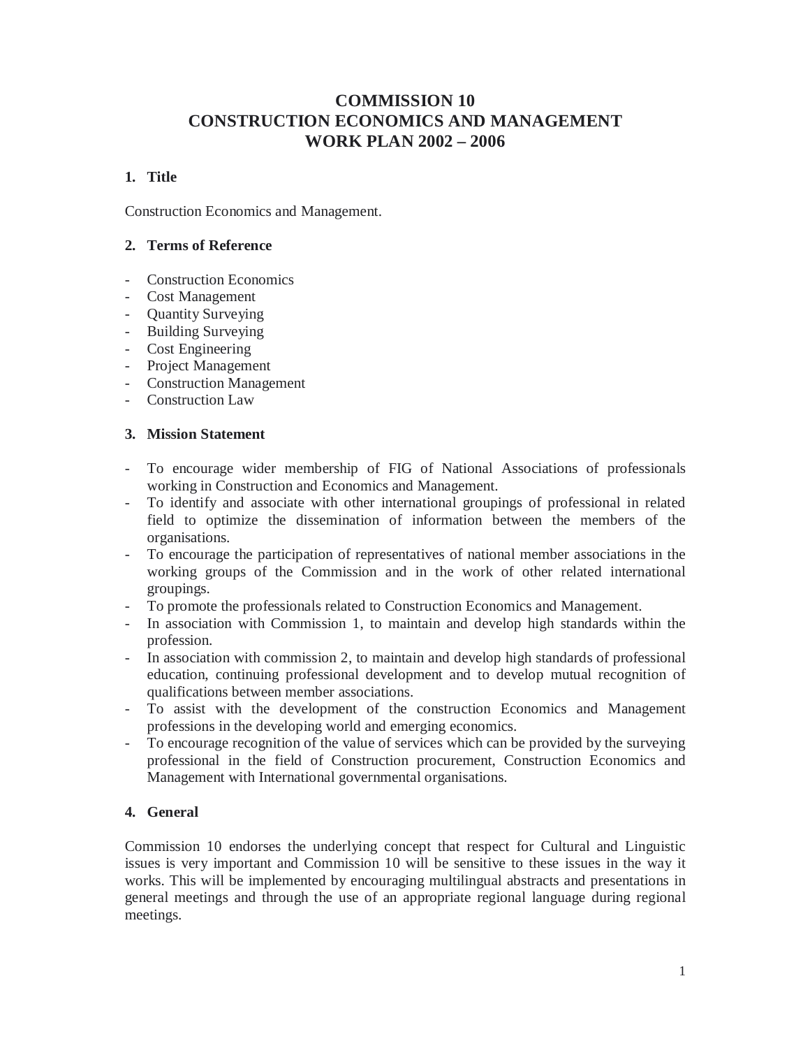# COMMISSION 10
# CONSTRUCTION ECONOMICS AND MANAGEMENT
# WORK PLAN 2002 – 2006

## 1. Title

Construction Economics and Management.

## 2. Terms of Reference

- Construction Economics
- Cost Management
- Quantity Surveying
- Building Surveying
- Cost Engineering
- Project Management
- Construction Management
- Construction Law

## 3. Mission Statement

- To encourage wider membership of FIG of National Associations of professionals working in Construction and Economics and Management.
- To identify and associate with other international groupings of professional in related field to optimize the dissemination of information between the members of the organisations.
- To encourage the participation of representatives of national member associations in the working groups of the Commission and in the work of other related international groupings.
- To promote the professionals related to Construction Economics and Management.
- In association with Commission 1, to maintain and develop high standards within the profession.
- In association with commission 2, to maintain and develop high standards of professional education, continuing professional development and to develop mutual recognition of qualifications between member associations.
- To assist with the development of the construction Economics and Management professions in the developing world and emerging economics.
- To encourage recognition of the value of services which can be provided by the surveying professional in the field of Construction procurement, Construction Economics and Management with International governmental organisations.

## 4. General

Commission 10 endorses the underlying concept that respect for Cultural and Linguistic issues is very important and Commission 10 will be sensitive to these issues in the way it works. This will be implemented by encouraging multilingual abstracts and presentations in general meetings and through the use of an appropriate regional language during regional meetings.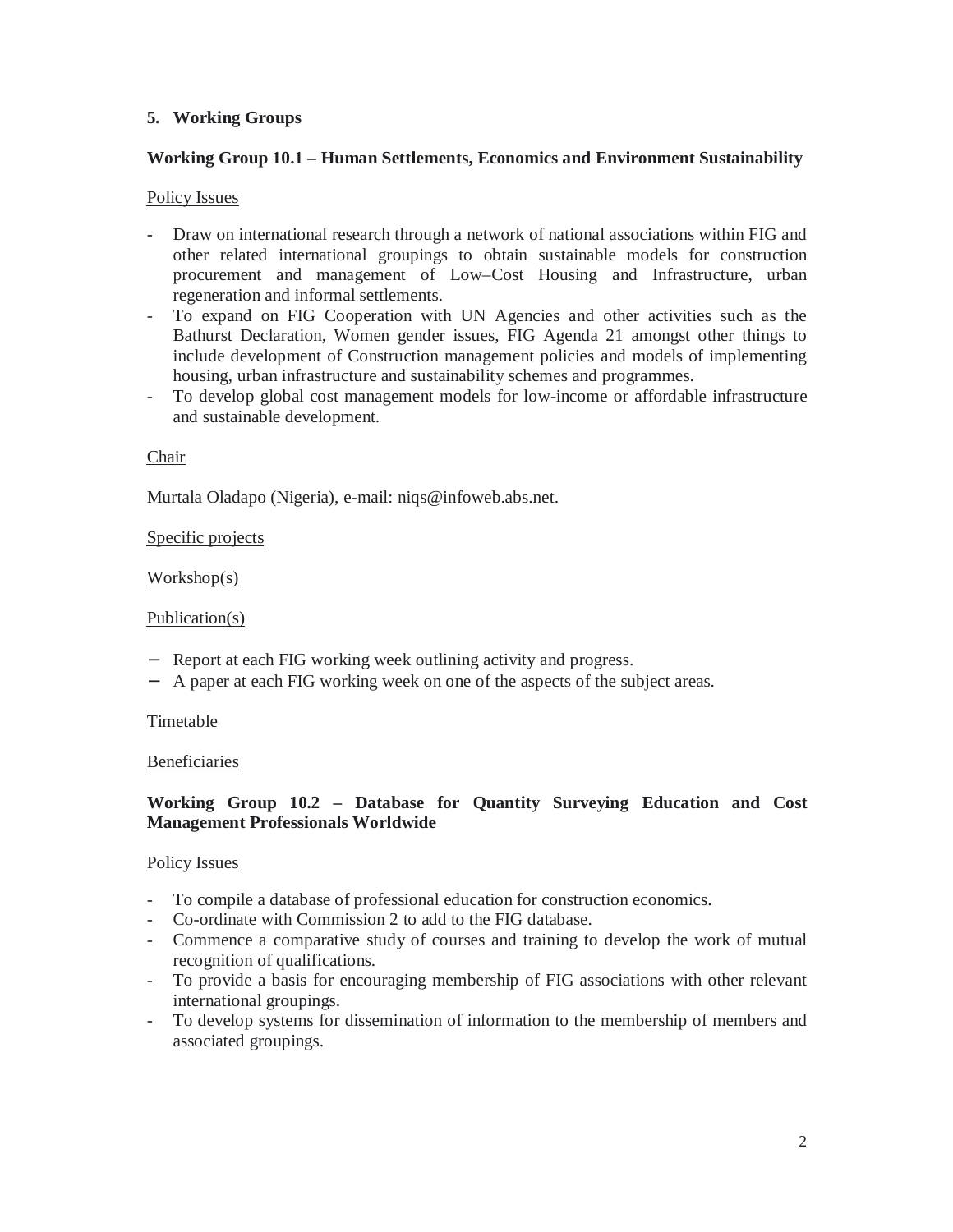## 5. Working Groups

### Working Group 10.1 – Human Settlements, Economics and Environment Sustainability

Policy Issues

- Draw on international research through a network of national associations within FIG and other related international groupings to obtain sustainable models for construction procurement and management of Low–Cost Housing and Infrastructure, urban regeneration and informal settlements.
- To expand on FIG Cooperation with UN Agencies and other activities such as the Bathurst Declaration, Women gender issues, FIG Agenda 21 amongst other things to include development of Construction management policies and models of implementing housing, urban infrastructure and sustainability schemes and programmes.
- To develop global cost management models for low-income or affordable infrastructure and sustainable development.

Chair

Murtala Oladapo (Nigeria), e-mail: niqs@infoweb.abs.net.

Specific projects

Workshop(s)

Publication(s)

- Report at each FIG working week outlining activity and progress.
- A paper at each FIG working week on one of the aspects of the subject areas.

Timetable

Beneficiaries

### Working Group 10.2 – Database for Quantity Surveying Education and Cost Management Professionals Worldwide

Policy Issues

- To compile a database of professional education for construction economics.
- Co-ordinate with Commission 2 to add to the FIG database.
- Commence a comparative study of courses and training to develop the work of mutual recognition of qualifications.
- To provide a basis for encouraging membership of FIG associations with other relevant international groupings.
- To develop systems for dissemination of information to the membership of members and associated groupings.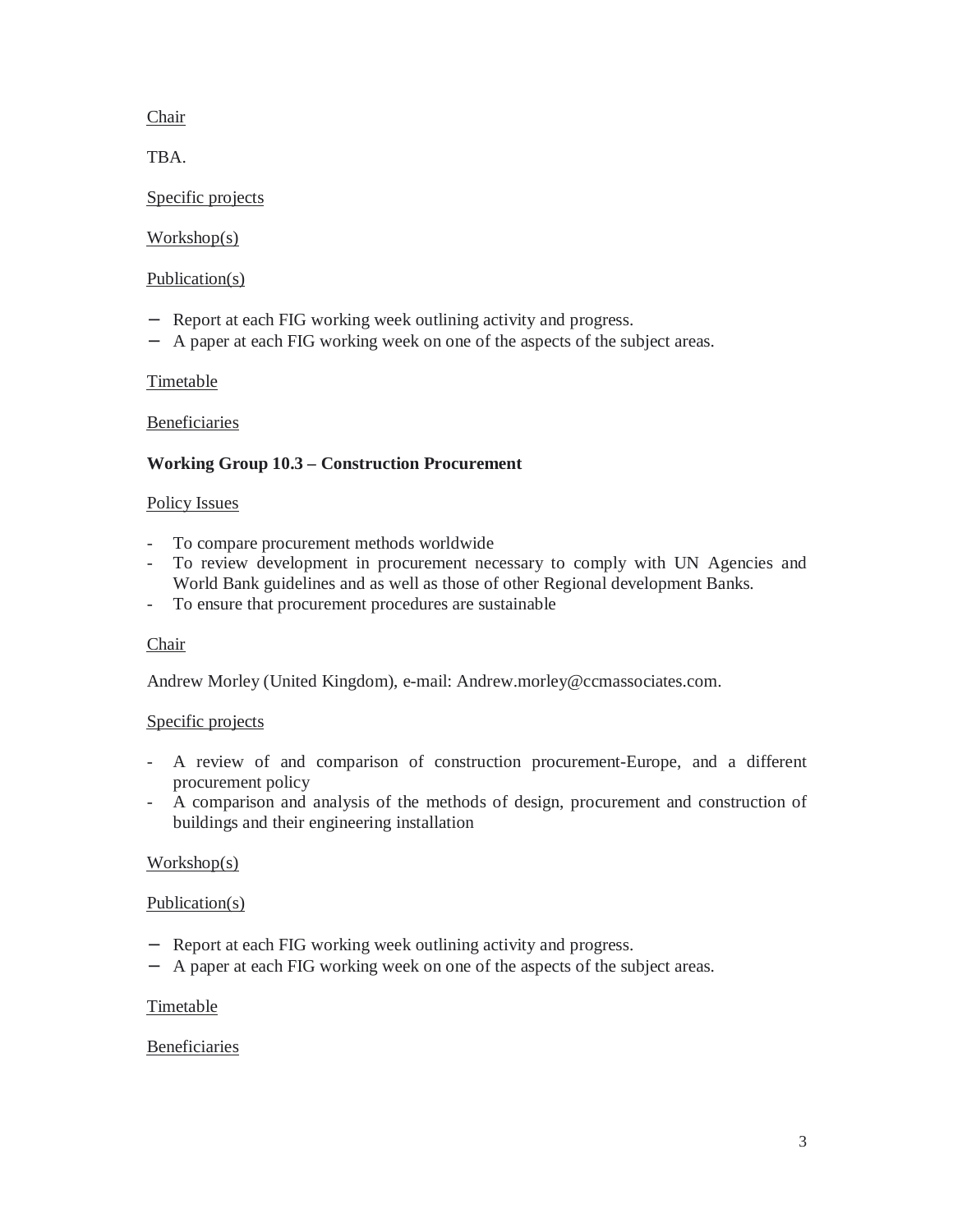Chair

TBA.

Specific projects

Workshop(s)

Publication(s)

- Report at each FIG working week outlining activity and progress.
- A paper at each FIG working week on one of the aspects of the subject areas.

Timetable

Beneficiaries

**Working Group 10.3 – Construction Procurement**

Policy Issues

- To compare procurement methods worldwide
- To review development in procurement necessary to comply with UN Agencies and World Bank guidelines and as well as those of other Regional development Banks.
- To ensure that procurement procedures are sustainable

Chair

Andrew Morley (United Kingdom), e-mail: Andrew.morley@ccmassociates.com.

Specific projects

- A review of and comparison of construction procurement-Europe, and a different procurement policy
- A comparison and analysis of the methods of design, procurement and construction of buildings and their engineering installation

Workshop(s)

Publication(s)

- Report at each FIG working week outlining activity and progress.
- A paper at each FIG working week on one of the aspects of the subject areas.

Timetable

Beneficiaries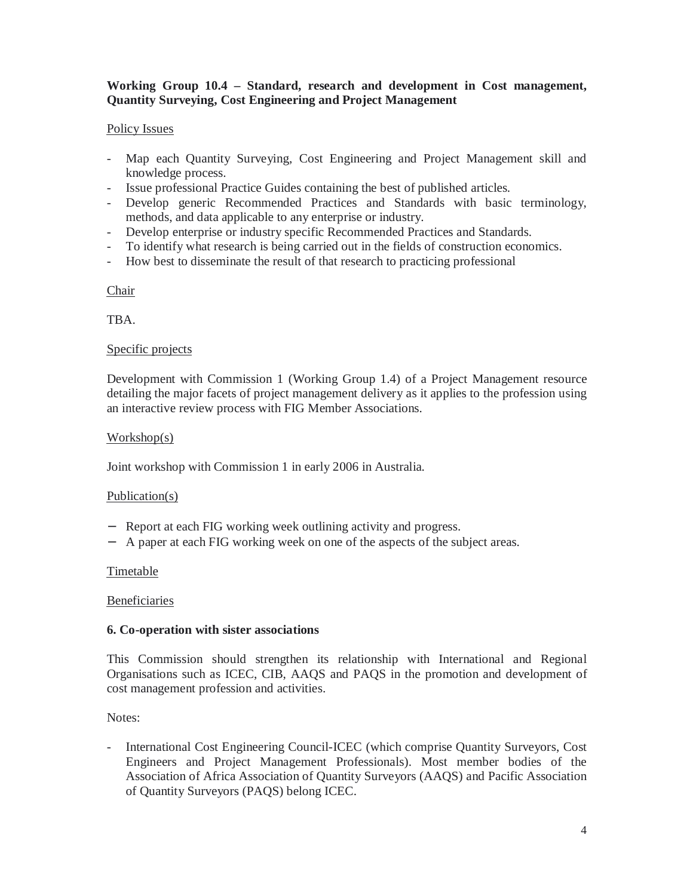**Working Group 10.4 – Standard, research and development in Cost management, Quantity Surveying, Cost Engineering and Project Management**

Policy Issues

- Map each Quantity Surveying, Cost Engineering and Project Management skill and knowledge process.
- Issue professional Practice Guides containing the best of published articles.
- Develop generic Recommended Practices and Standards with basic terminology, methods, and data applicable to any enterprise or industry.
- Develop enterprise or industry specific Recommended Practices and Standards.
- To identify what research is being carried out in the fields of construction economics.
- How best to disseminate the result of that research to practicing professional

Chair

TBA.

Specific projects

Development with Commission 1 (Working Group 1.4) of a Project Management resource detailing the major facets of project management delivery as it applies to the profession using an interactive review process with FIG Member Associations.

Workshop(s)

Joint workshop with Commission 1 in early 2006 in Australia.

Publication(s)

- Report at each FIG working week outlining activity and progress.
- A paper at each FIG working week on one of the aspects of the subject areas.

Timetable

Beneficiaries

**6. Co-operation with sister associations**

This Commission should strengthen its relationship with International and Regional Organisations such as ICEC, CIB, AAQS and PAQS in the promotion and development of cost management profession and activities.

Notes:

- International Cost Engineering Council-ICEC (which comprise Quantity Surveyors, Cost Engineers and Project Management Professionals). Most member bodies of the Association of Africa Association of Quantity Surveyors (AAQS) and Pacific Association of Quantity Surveyors (PAQS) belong ICEC.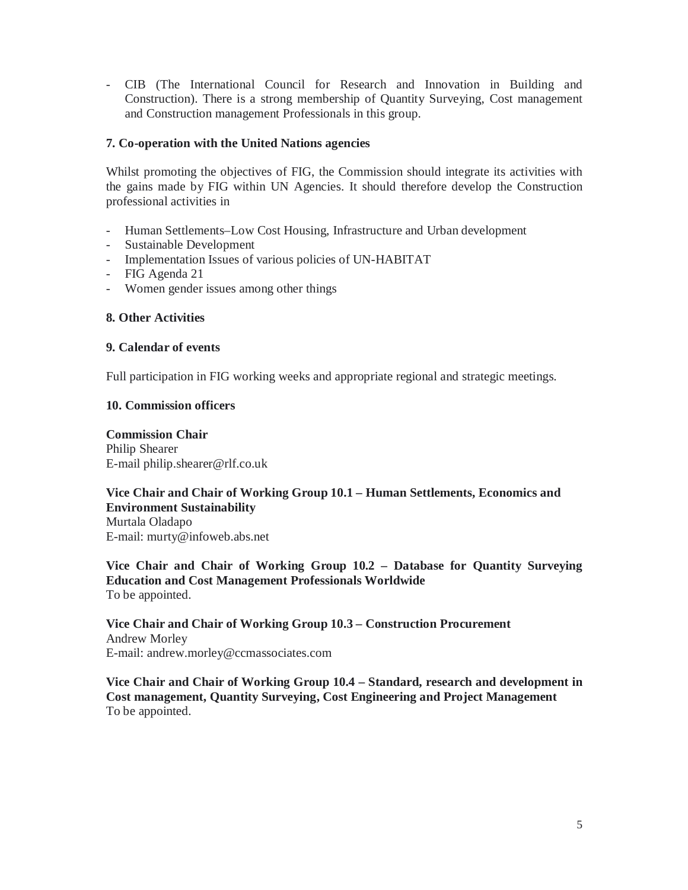- CIB (The International Council for Research and Innovation in Building and Construction). There is a strong membership of Quantity Surveying, Cost management and Construction management Professionals in this group.

**7. Co-operation with the United Nations agencies**

Whilst promoting the objectives of FIG, the Commission should integrate its activities with the gains made by FIG within UN Agencies. It should therefore develop the Construction professional activities in

- Human Settlements–Low Cost Housing, Infrastructure and Urban development
- Sustainable Development
- Implementation Issues of various policies of UN-HABITAT
- FIG Agenda 21
- Women gender issues among other things

**8. Other Activities**

**9. Calendar of events**

Full participation in FIG working weeks and appropriate regional and strategic meetings.

**10. Commission officers**

**Commission Chair**
Philip Shearer
E-mail philip.shearer@rlf.co.uk

**Vice Chair and Chair of Working Group 10.1 – Human Settlements, Economics and Environment Sustainability**
Murtala Oladapo
E-mail: murty@infoweb.abs.net

**Vice Chair and Chair of Working Group 10.2 – Database for Quantity Surveying Education and Cost Management Professionals Worldwide**
To be appointed.

**Vice Chair and Chair of Working Group 10.3 – Construction Procurement**
Andrew Morley
E-mail: andrew.morley@ccmassociates.com

**Vice Chair and Chair of Working Group 10.4 – Standard, research and development in Cost management, Quantity Surveying, Cost Engineering and Project Management**
To be appointed.